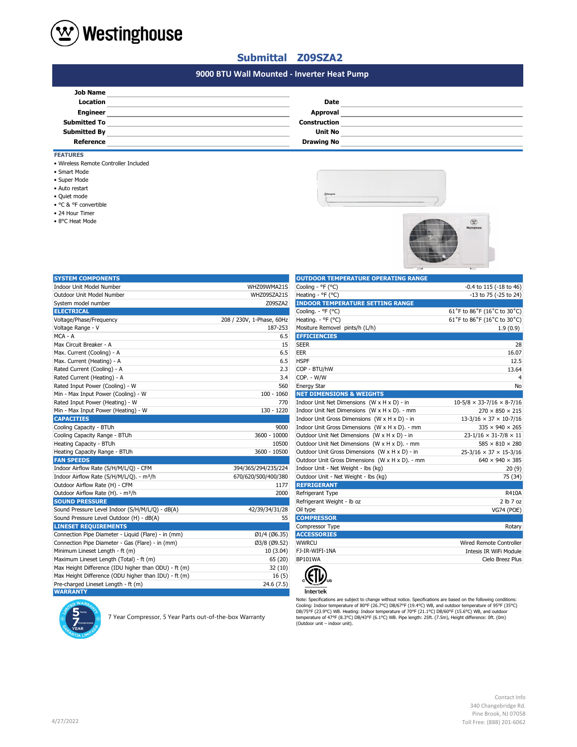# Westinghouse

## Submittal Z09SZA2

### 9000 BTU Wall Mounted - Inverter Heat Pump

| | | | |
|---|---|---|---|
| **Job Name** | | | |
| **Location** | | **Date** | |
| **Engineer** | | **Approval** | |
| **Submitted To** | | **Construction** | |
| **Submitted By** | | **Unit No** | |
| **Reference** | | **Drawing No** | |

**FEATURES**

- Wireless Remote Controller Included
- Smart Mode
- Super Mode
- Auto restart
- Quiet mode
- °C & °F convertible
- 24 Hour Timer
- 8°C Heat Mode

| SYSTEM COMPONENTS | |
|---|---|
| Indoor Unit Model Number | WHZ09WMA21S |
| Outdoor Unit Model Number | WHZ09SZA21S |
| System model number | Z09SZA2 |
| **ELECTRICAL** | |
| Voltage/Phase/Frequency | 208 / 230V, 1-Phase, 60Hz |
| Voltage Range - V | 187-253 |
| MCA - A | 6.5 |
| Max Circuit Breaker - A | 15 |
| Max. Current (Cooling) - A | 6.5 |
| Max. Current (Heating) - A | 6.5 |
| Rated Current (Cooling) - A | 2.3 |
| Rated Current (Heating) - A | 3.4 |
| Rated Input Power (Cooling) - W | 560 |
| Min - Max Input Power (Cooling) - W | 100 - 1060 |
| Rated Input Power (Heating) - W | 770 |
| Min - Max Input Power (Heating) - W | 130 - 1220 |
| **CAPACITIES** | |
| Cooling Capacity - BTUh | 9000 |
| Cooling Capacity Range - BTUh | 3600 - 10000 |
| Heating Capacity - BTUh | 10500 |
| Heating Capacity Range - BTUh | 3600 - 10500 |
| **FAN SPEEDS** | |
| Indoor Airflow Rate (S/H/M/L/Q) - CFM | 394/365/294/235/224 |
| Indoor Airflow Rate (S/H/M/L/Q). - m³/h | 670/620/500/400/380 |
| Outdoor Airflow Rate (H) - CFM | 1177 |
| Outdoor Airflow Rate (H). - m³/h | 2000 |
| **SOUND PRESSURE** | |
| Sound Pressure Level Indoor (S/H/M/L/Q) - dB(A) | 42/39/34/31/28 |
| Sound Pressure Level Outdoor (H) - dB(A) | 55 |
| **LINESET REQUIREMENTS** | |
| Connection Pipe Diameter - Liquid (Flare) - in (mm) | Ø1/4 (Ø6.35) |
| Connection Pipe Diameter - Gas (Flare) - in (mm) | Ø3/8 (Ø9.52) |
| Minimum Lineset Length - ft (m) | 10 (3.04) |
| Maximum Lineset Length (Total) - ft (m) | 65 (20) |
| Max Height Difference (IDU higher than ODU) - ft (m) | 32 (10) |
| Max Height Difference (ODU higher than IDU) - ft (m) | 16 (5) |
| Pre-charged Lineset Length - ft (m) | 24.6 (7.5) |
| **WARRANTY** | |
| 7 Year Compressor, 5 Year Parts out-of-the-box Warranty | |

| OUTDOOR TEMPERATURE OPERATING RANGE | |
|---|---|
| Cooling - °F (°C) | -0.4 to 115 (-18 to 46) |
| Heating - °F (°C) | -13 to 75 (-25 to 24) |
| **INDOOR TEMPERATURE SETTING RANGE** | |
| Cooling. - °F (°C) | 61˚F to 86˚F (16˚C to 30˚C) |
| Heating. - °F (°C) | 61˚F to 86˚F (16˚C to 30˚C) |
| Mositure Removel pints/h (L/h) | 1.9 (0.9) |
| **EFFICIENCIES** | |
| SEER | 28 |
| EER | 16.07 |
| HSPF | 12.5 |
| COP - BTU/hW | 13.64 |
| COP. - W/W | 4 |
| Energy Star | No |
| **NET DIMENSIONS & WEIGHTS** | |
| Indoor Unit Net Dimensions (W x H x D) - in | 10-5/8 × 33-7/16 × 8-7/16 |
| Indoor Unit Net Dimensions (W x H x D). - mm | 270 × 850 × 215 |
| Indoor Unit Gross Dimensions (W x H x D) - in | 13-3/16 × 37 × 10-7/16 |
| Indoor Unit Gross Dimensions (W x H x D). - mm | 335 × 940 × 265 |
| Outdoor Unit Net Dimensions (W x H x D) - in | 23-1/16 × 31-7/8 × 11 |
| Outdoor Unit Net Dimensions (W x H x D). - mm | 585 × 810 × 280 |
| Outdoor Unit Gross Dimensions (W x H x D) - in | 25-3/16 × 37 × 15-3/16 |
| Outdoor Unit Gross Dimensions (W x H x D). - mm | 640 × 940 × 385 |
| Indoor Unit - Net Weight - lbs (kg) | 20 (9) |
| Outdoor Unit - Net Weight - lbs (kg) | 75 (34) |
| **REFRIGERANT** | |
| Refrigerant Type | R410A |
| Refrigerant Weight - lb oz | 2 lb 7 oz |
| Oil type | VG74 (POE) |
| **COMPRESSOR** | |
| Compressor Type | Rotary |
| **ACCESSORIES** | |
| WWRCU | Wired Remote Controller |
| FJ-IR-WIFI-1NA | Intesis IR WiFi Module |
| BP101WA | Cielo Breez Plus |

Intertek

Note: Specifications are subject to change without notice. Specifications are based on the following conditions: Cooling: Indoor temperature of 80°F (26.7°C) DB/67°F (19.4°C) WB, and outdoor temperature of 95°F (35°C) DB/75°F (23.9°C) WB. Heating: Indoor temperature of 70°F (21.1°C) DB/60°F (15.6°C) WB, and outdoor temperature of 47°F (8.3°C) DB/43°F (6.1°C) WB. Pipe length: 25ft. (7.5m), Height difference: 0ft. (0m) (Outdoor unit – indoor unit).

4/27/2022

Contact Info
340 Changebridge Rd.
Pine Brook, NJ 07058
Toll Free: (888) 201-6062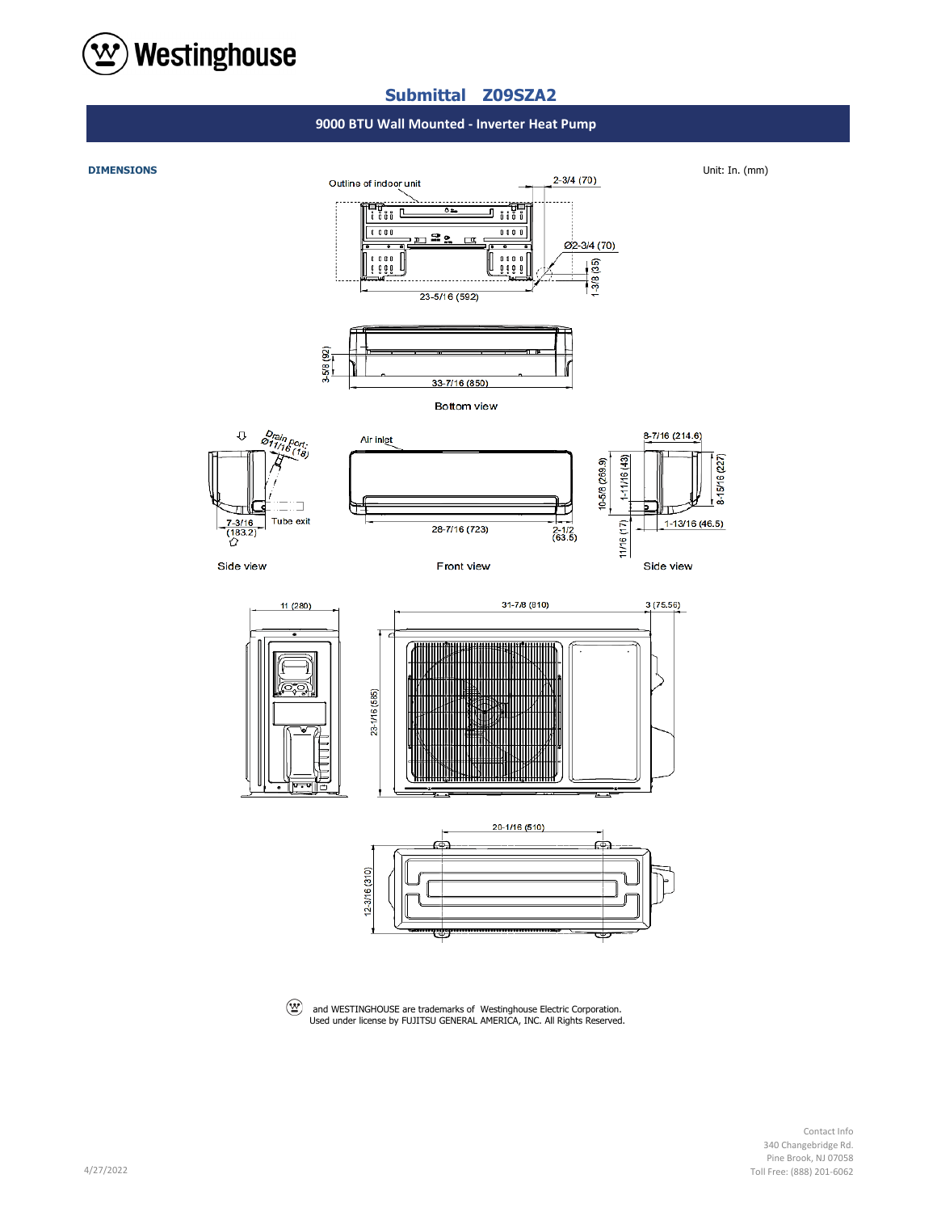# Westinghouse

## Submittal Z09SZA2

**9000 BTU Wall Mounted - Inverter Heat Pump**

**DIMENSIONS**

Unit: In. (mm)

Outline of indoor unit

2-3/4 (70)

Ø2-3/4 (70)

1-3/8 (35)

23-5/16 (592)

3-5/8 (92)

33-7/16 (850)

Bottom view

Drain port: Ø11/16 (18)

7-3/16 (183.2)

Tube exit

Side view

Air inlet

28-7/16 (723)

2-1/2 (63.5)

Front view

8-7/16 (214.6)

10-5/8 (269.9)

1-11/16 (43)

8-15/16 (227)

1-13/16 (46.5)

11/16 (17)

Side view

11 (280)

31-7/8 (810)

3 (75.56)

23-1/16 (585)

20-1/16 (510)

12-3/16 (310)

and WESTINGHOUSE are trademarks of Westinghouse Electric Corporation.
Used under license by FUJITSU GENERAL AMERICA, INC. All Rights Reserved.

4/27/2022

Contact Info
340 Changebridge Rd.
Pine Brook, NJ 07058
Toll Free: (888) 201-6062